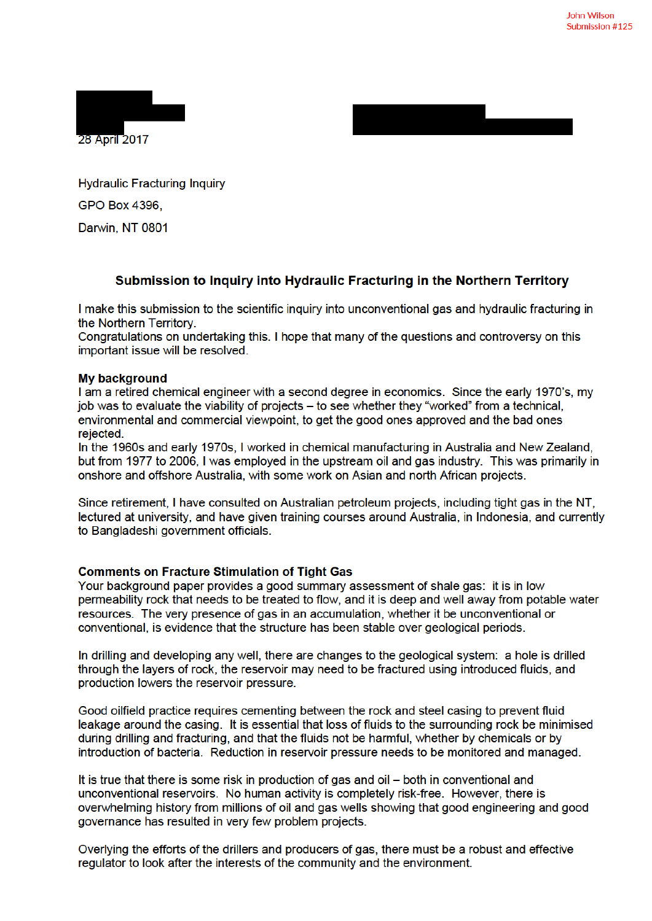John Wilson
Submission #125

28 April 2017

Hydraulic Fracturing Inquiry

GPO Box 4396,

Darwin, NT 0801

### Submission to Inquiry into Hydraulic Fracturing in the Northern Territory

I make this submission to the scientific inquiry into unconventional gas and hydraulic fracturing in the Northern Territory.
Congratulations on undertaking this. I hope that many of the questions and controversy on this important issue will be resolved.

**My background**
I am a retired chemical engineer with a second degree in economics. Since the early 1970's, my job was to evaluate the viability of projects – to see whether they "worked" from a technical, environmental and commercial viewpoint, to get the good ones approved and the bad ones rejected.
In the 1960s and early 1970s, I worked in chemical manufacturing in Australia and New Zealand, but from 1977 to 2006, I was employed in the upstream oil and gas industry. This was primarily in onshore and offshore Australia, with some work on Asian and north African projects.

Since retirement, I have consulted on Australian petroleum projects, including tight gas in the NT, lectured at university, and have given training courses around Australia, in Indonesia, and currently to Bangladeshi government officials.

**Comments on Fracture Stimulation of Tight Gas**
Your background paper provides a good summary assessment of shale gas: it is in low permeability rock that needs to be treated to flow, and it is deep and well away from potable water resources. The very presence of gas in an accumulation, whether it be unconventional or conventional, is evidence that the structure has been stable over geological periods.

In drilling and developing any well, there are changes to the geological system: a hole is drilled through the layers of rock, the reservoir may need to be fractured using introduced fluids, and production lowers the reservoir pressure.

Good oilfield practice requires cementing between the rock and steel casing to prevent fluid leakage around the casing. It is essential that loss of fluids to the surrounding rock be minimised during drilling and fracturing, and that the fluids not be harmful, whether by chemicals or by introduction of bacteria. Reduction in reservoir pressure needs to be monitored and managed.

It is true that there is some risk in production of gas and oil – both in conventional and unconventional reservoirs. No human activity is completely risk-free. However, there is overwhelming history from millions of oil and gas wells showing that good engineering and good governance has resulted in very few problem projects.

Overlying the efforts of the drillers and producers of gas, there must be a robust and effective regulator to look after the interests of the community and the environment.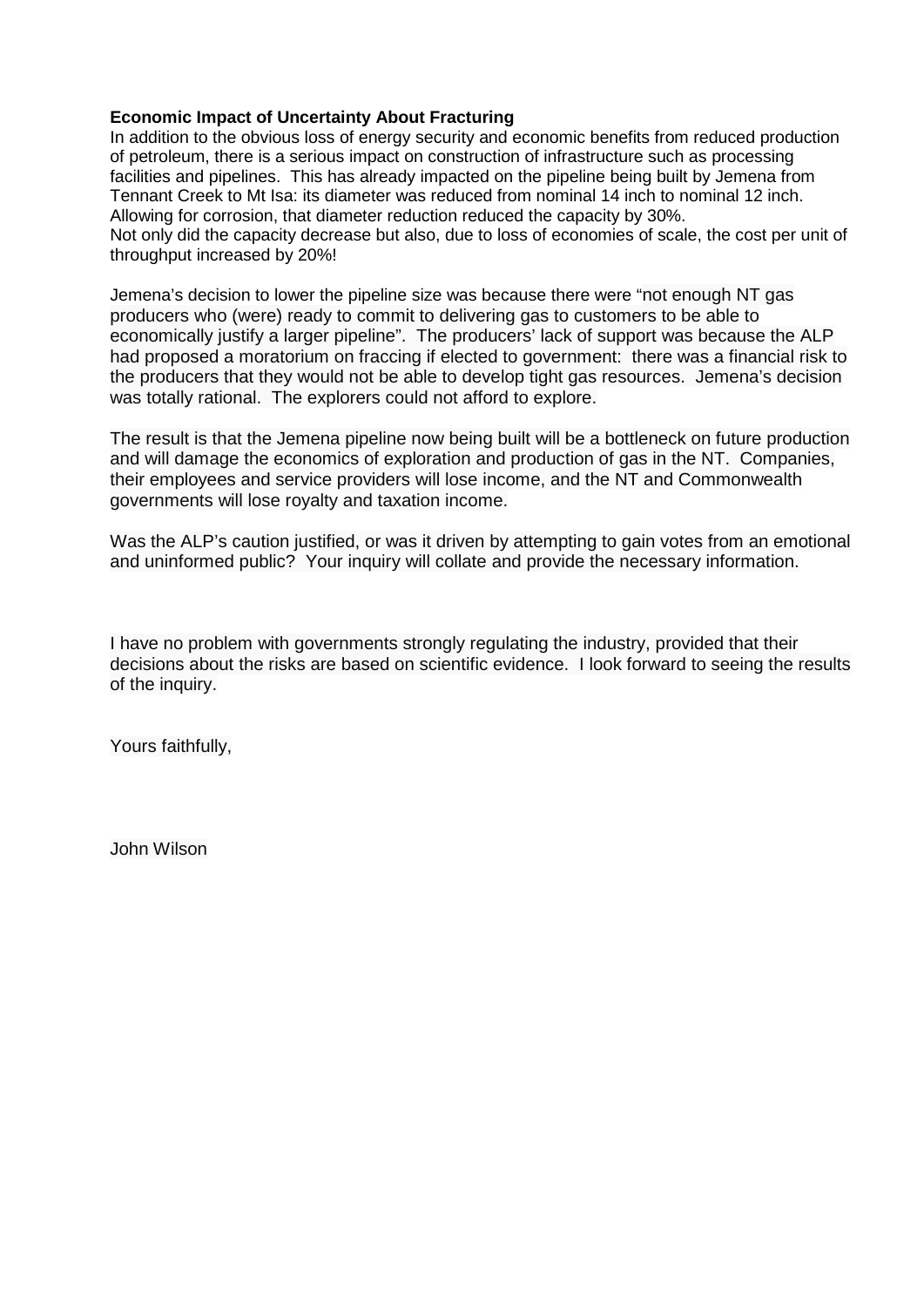**Economic Impact of Uncertainty About Fracturing**

In addition to the obvious loss of energy security and economic benefits from reduced production of petroleum, there is a serious impact on construction of infrastructure such as processing facilities and pipelines. This has already impacted on the pipeline being built by Jemena from Tennant Creek to Mt Isa: its diameter was reduced from nominal 14 inch to nominal 12 inch. Allowing for corrosion, that diameter reduction reduced the capacity by 30%.
Not only did the capacity decrease but also, due to loss of economies of scale, the cost per unit of throughput increased by 20%!

Jemena's decision to lower the pipeline size was because there were "not enough NT gas producers who (were) ready to commit to delivering gas to customers to be able to economically justify a larger pipeline". The producers' lack of support was because the ALP had proposed a moratorium on fraccing if elected to government: there was a financial risk to the producers that they would not be able to develop tight gas resources. Jemena's decision was totally rational. The explorers could not afford to explore.

The result is that the Jemena pipeline now being built will be a bottleneck on future production and will damage the economics of exploration and production of gas in the NT. Companies, their employees and service providers will lose income, and the NT and Commonwealth governments will lose royalty and taxation income.

Was the ALP's caution justified, or was it driven by attempting to gain votes from an emotional and uninformed public? Your inquiry will collate and provide the necessary information.

I have no problem with governments strongly regulating the industry, provided that their decisions about the risks are based on scientific evidence. I look forward to seeing the results of the inquiry.

Yours faithfully,

John Wilson